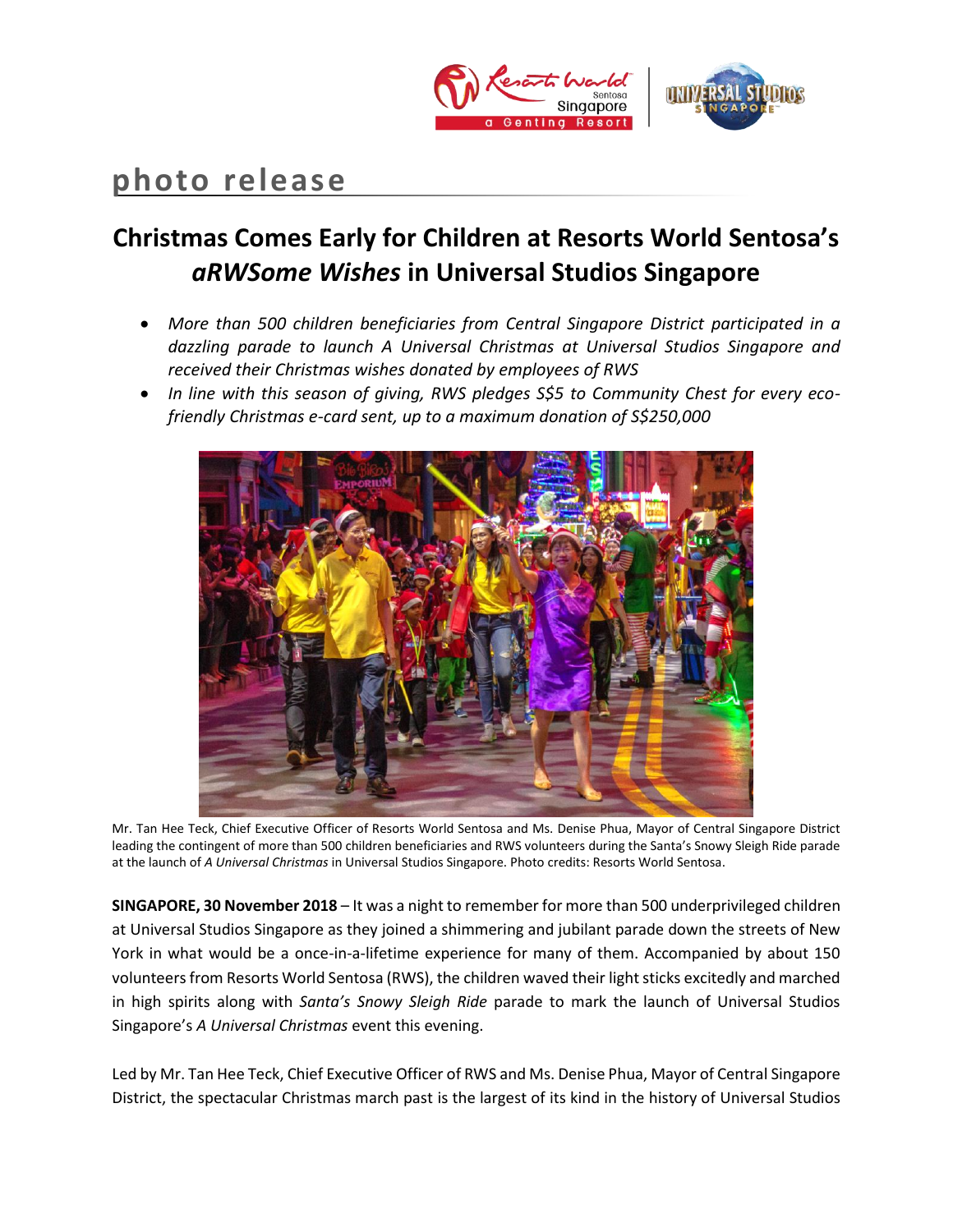# photo release

## Christmas Comes Early for Children at Resorts World Sentosa's *aRWSome Wishes* in Universal Studios Singapore

- *More than 500 children beneficiaries from Central Singapore District participated in a dazzling parade to launch A Universal Christmas at Universal Studios Singapore and received their Christmas wishes donated by employees of RWS*
- *In line with this season of giving, RWS pledges S$5 to Community Chest for every eco-friendly Christmas e-card sent, up to a maximum donation of S$250,000*

Mr. Tan Hee Teck, Chief Executive Officer of Resorts World Sentosa and Ms. Denise Phua, Mayor of Central Singapore District leading the contingent of more than 500 children beneficiaries and RWS volunteers during the Santa's Snowy Sleigh Ride parade at the launch of *A Universal Christmas* in Universal Studios Singapore. Photo credits: Resorts World Sentosa.

**SINGAPORE, 30 November 2018** – It was a night to remember for more than 500 underprivileged children at Universal Studios Singapore as they joined a shimmering and jubilant parade down the streets of New York in what would be a once-in-a-lifetime experience for many of them. Accompanied by about 150 volunteers from Resorts World Sentosa (RWS), the children waved their light sticks excitedly and marched in high spirits along with *Santa's Snowy Sleigh Ride* parade to mark the launch of Universal Studios Singapore's *A Universal Christmas* event this evening.

Led by Mr. Tan Hee Teck, Chief Executive Officer of RWS and Ms. Denise Phua, Mayor of Central Singapore District, the spectacular Christmas march past is the largest of its kind in the history of Universal Studios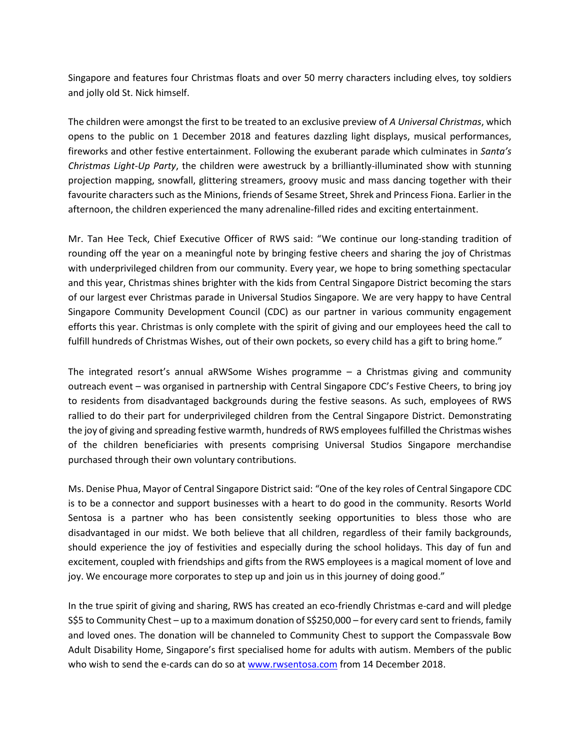Singapore and features four Christmas floats and over 50 merry characters including elves, toy soldiers and jolly old St. Nick himself.

The children were amongst the first to be treated to an exclusive preview of *A Universal Christmas*, which opens to the public on 1 December 2018 and features dazzling light displays, musical performances, fireworks and other festive entertainment. Following the exuberant parade which culminates in *Santa's Christmas Light-Up Party*, the children were awestruck by a brilliantly-illuminated show with stunning projection mapping, snowfall, glittering streamers, groovy music and mass dancing together with their favourite characters such as the Minions, friends of Sesame Street, Shrek and Princess Fiona. Earlier in the afternoon, the children experienced the many adrenaline-filled rides and exciting entertainment.

Mr. Tan Hee Teck, Chief Executive Officer of RWS said: "We continue our long-standing tradition of rounding off the year on a meaningful note by bringing festive cheers and sharing the joy of Christmas with underprivileged children from our community. Every year, we hope to bring something spectacular and this year, Christmas shines brighter with the kids from Central Singapore District becoming the stars of our largest ever Christmas parade in Universal Studios Singapore. We are very happy to have Central Singapore Community Development Council (CDC) as our partner in various community engagement efforts this year. Christmas is only complete with the spirit of giving and our employees heed the call to fulfill hundreds of Christmas Wishes, out of their own pockets, so every child has a gift to bring home."

The integrated resort's annual aRWSome Wishes programme – a Christmas giving and community outreach event – was organised in partnership with Central Singapore CDC's Festive Cheers, to bring joy to residents from disadvantaged backgrounds during the festive seasons. As such, employees of RWS rallied to do their part for underprivileged children from the Central Singapore District. Demonstrating the joy of giving and spreading festive warmth, hundreds of RWS employees fulfilled the Christmas wishes of the children beneficiaries with presents comprising Universal Studios Singapore merchandise purchased through their own voluntary contributions.

Ms. Denise Phua, Mayor of Central Singapore District said: "One of the key roles of Central Singapore CDC is to be a connector and support businesses with a heart to do good in the community. Resorts World Sentosa is a partner who has been consistently seeking opportunities to bless those who are disadvantaged in our midst. We both believe that all children, regardless of their family backgrounds, should experience the joy of festivities and especially during the school holidays. This day of fun and excitement, coupled with friendships and gifts from the RWS employees is a magical moment of love and joy. We encourage more corporates to step up and join us in this journey of doing good."

In the true spirit of giving and sharing, RWS has created an eco-friendly Christmas e-card and will pledge S$5 to Community Chest – up to a maximum donation of S$250,000 – for every card sent to friends, family and loved ones. The donation will be channeled to Community Chest to support the Compassvale Bow Adult Disability Home, Singapore's first specialised home for adults with autism. Members of the public who wish to send the e-cards can do so at [www.rwsentosa.com](http://www.rwsentosa.com) from 14 December 2018.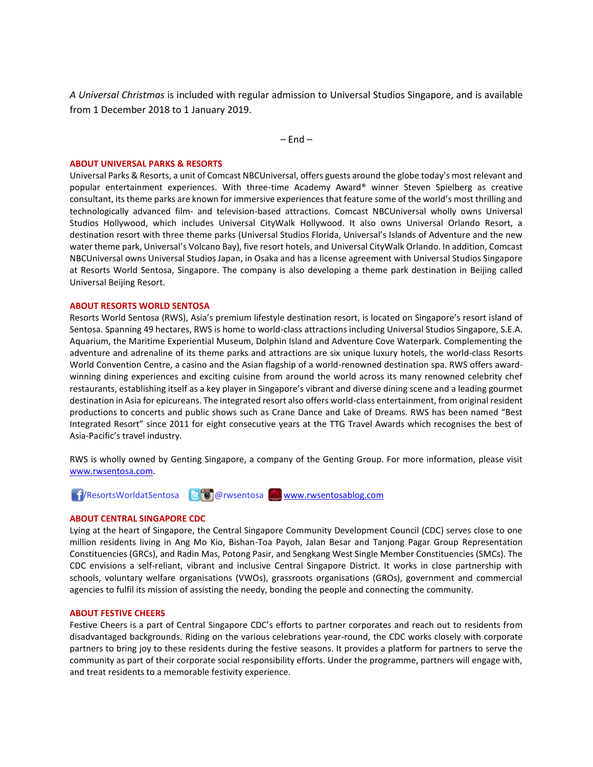*A Universal Christmas* is included with regular admission to Universal Studios Singapore, and is available from 1 December 2018 to 1 January 2019.

– End –

## ABOUT UNIVERSAL PARKS & RESORTS

Universal Parks & Resorts, a unit of Comcast NBCUniversal, offers guests around the globe today's most relevant and popular entertainment experiences. With three-time Academy Award® winner Steven Spielberg as creative consultant, its theme parks are known for immersive experiences that feature some of the world's most thrilling and technologically advanced film- and television-based attractions. Comcast NBCUniversal wholly owns Universal Studios Hollywood, which includes Universal CityWalk Hollywood. It also owns Universal Orlando Resort, a destination resort with three theme parks (Universal Studios Florida, Universal's Islands of Adventure and the new water theme park, Universal's Volcano Bay), five resort hotels, and Universal CityWalk Orlando. In addition, Comcast NBCUniversal owns Universal Studios Japan, in Osaka and has a license agreement with Universal Studios Singapore at Resorts World Sentosa, Singapore. The company is also developing a theme park destination in Beijing called Universal Beijing Resort.

## ABOUT RESORTS WORLD SENTOSA

Resorts World Sentosa (RWS), Asia's premium lifestyle destination resort, is located on Singapore's resort island of Sentosa. Spanning 49 hectares, RWS is home to world-class attractions including Universal Studios Singapore, S.E.A. Aquarium, the Maritime Experiential Museum, Dolphin Island and Adventure Cove Waterpark. Complementing the adventure and adrenaline of its theme parks and attractions are six unique luxury hotels, the world-class Resorts World Convention Centre, a casino and the Asian flagship of a world-renowned destination spa. RWS offers award-winning dining experiences and exciting cuisine from around the world across its many renowned celebrity chef restaurants, establishing itself as a key player in Singapore's vibrant and diverse dining scene and a leading gourmet destination in Asia for epicureans. The integrated resort also offers world-class entertainment, from original resident productions to concerts and public shows such as Crane Dance and Lake of Dreams. RWS has been named "Best Integrated Resort" since 2011 for eight consecutive years at the TTG Travel Awards which recognises the best of Asia-Pacific's travel industry.

RWS is wholly owned by Genting Singapore, a company of the Genting Group. For more information, please visit www.rwsentosa.com.

/ResortsWorldatSentosa @rwsentosa www.rwsentosablog.com

## ABOUT CENTRAL SINGAPORE CDC

Lying at the heart of Singapore, the Central Singapore Community Development Council (CDC) serves close to one million residents living in Ang Mo Kio, Bishan-Toa Payoh, Jalan Besar and Tanjong Pagar Group Representation Constituencies (GRCs), and Radin Mas, Potong Pasir, and Sengkang West Single Member Constituencies (SMCs). The CDC envisions a self-reliant, vibrant and inclusive Central Singapore District. It works in close partnership with schools, voluntary welfare organisations (VWOs), grassroots organisations (GROs), government and commercial agencies to fulfil its mission of assisting the needy, bonding the people and connecting the community.

## ABOUT FESTIVE CHEERS

Festive Cheers is a part of Central Singapore CDC's efforts to partner corporates and reach out to residents from disadvantaged backgrounds. Riding on the various celebrations year-round, the CDC works closely with corporate partners to bring joy to these residents during the festive seasons. It provides a platform for partners to serve the community as part of their corporate social responsibility efforts. Under the programme, partners will engage with, and treat residents to a memorable festivity experience.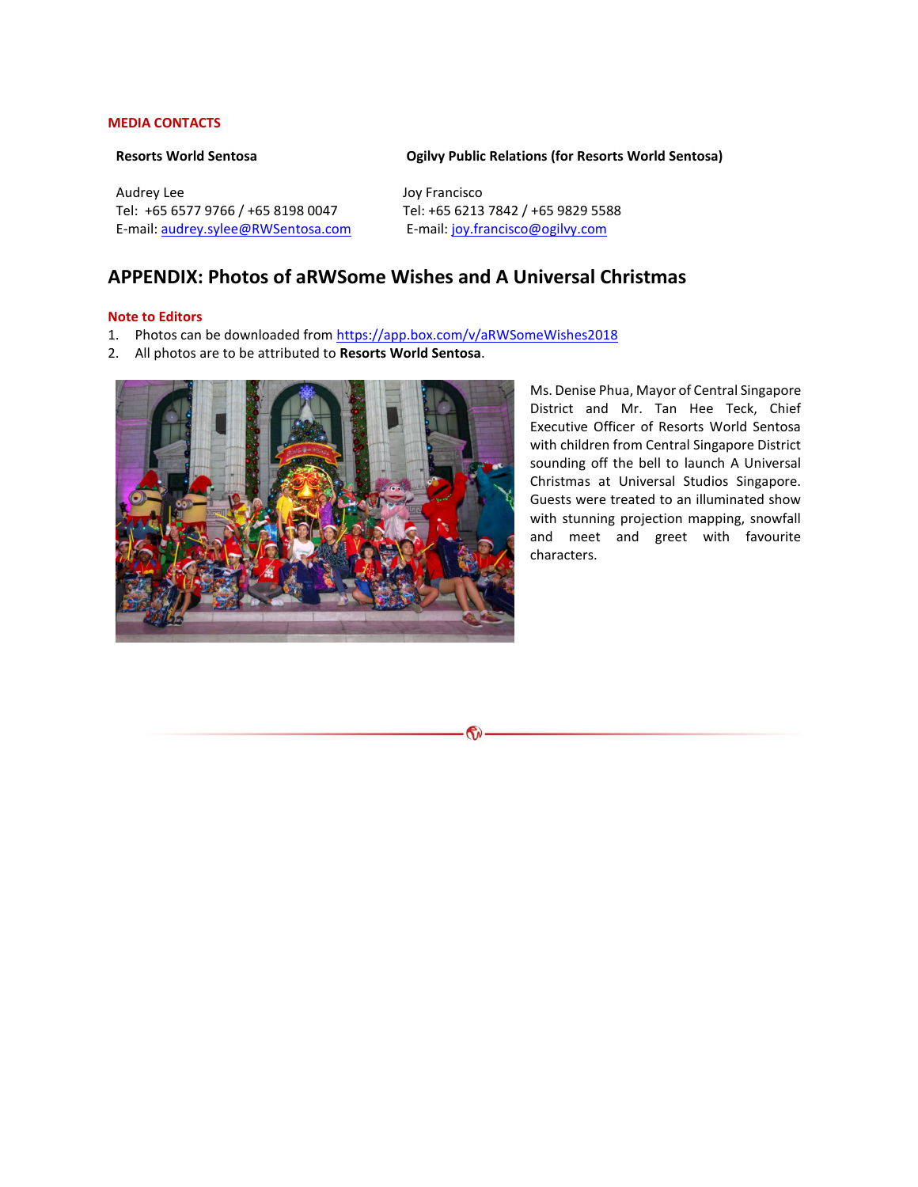**MEDIA CONTACTS**

**Resorts World Sentosa**

Audrey Lee
Tel: +65 6577 9766 / +65 8198 0047
E-mail: audrey.sylee@RWSentosa.com

**Ogilvy Public Relations (for Resorts World Sentosa)**

Joy Francisco
Tel: +65 6213 7842 / +65 9829 5588
E-mail: joy.francisco@ogilvy.com

## APPENDIX: Photos of aRWSome Wishes and A Universal Christmas

**Note to Editors**

1. Photos can be downloaded from https://app.box.com/v/aRWSomeWishes2018
2. All photos are to be attributed to **Resorts World Sentosa**.

Ms. Denise Phua, Mayor of Central Singapore District and Mr. Tan Hee Teck, Chief Executive Officer of Resorts World Sentosa with children from Central Singapore District sounding off the bell to launch A Universal Christmas at Universal Studios Singapore. Guests were treated to an illuminated show with stunning projection mapping, snowfall and meet and greet with favourite characters.